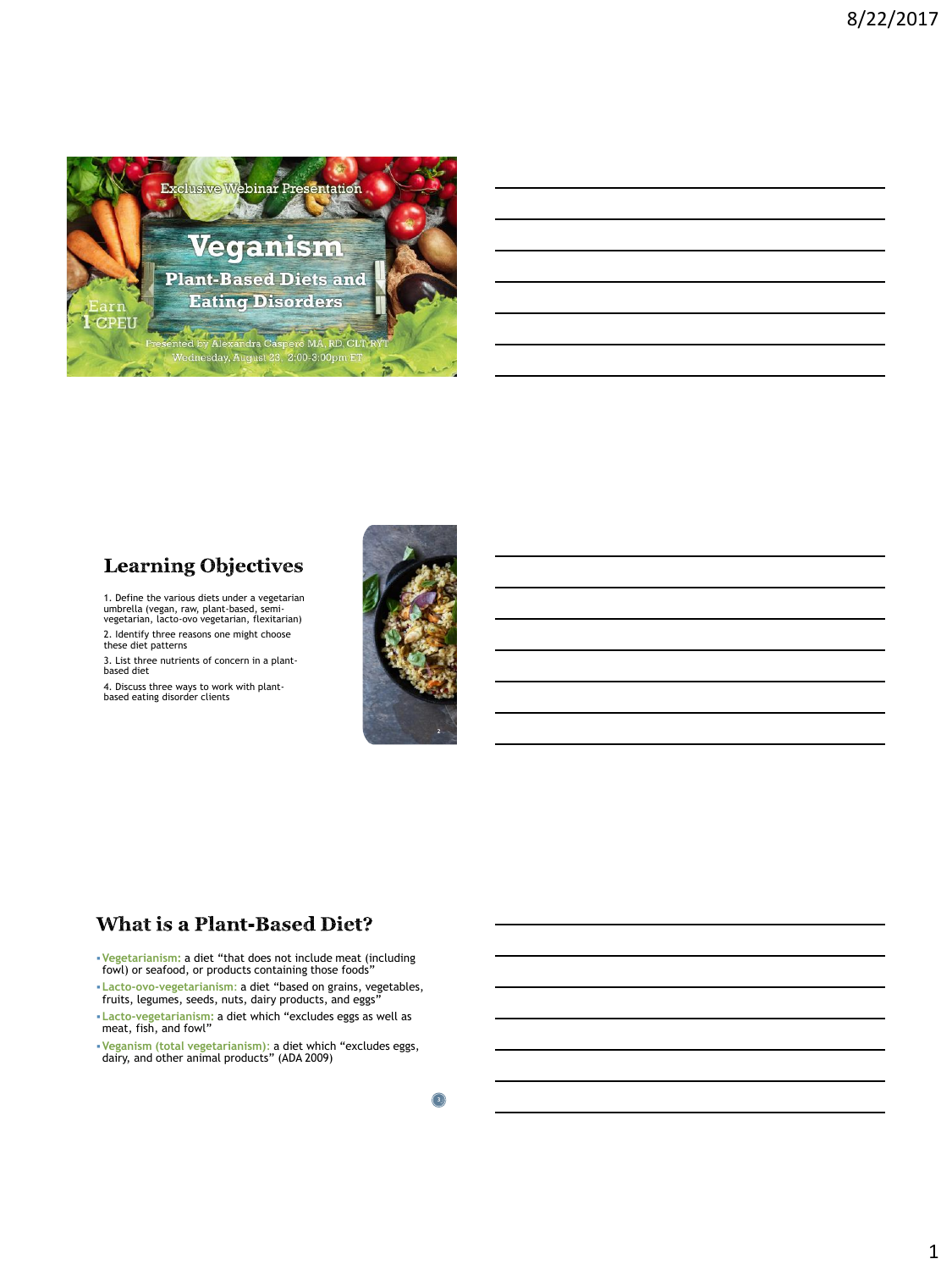Exclusive Webinar Presentation

# Veganism

## Plant-Based Diets and Eating Disorders

Earn 1 CPEU

Presented by Alexandra Caspero MA, RD, CLT, RYT
Wednesday, August 23, 2:00-3:00pm ET

## Learning Objectives

1. Define the various diets under a vegetarian umbrella (vegan, raw, plant-based, semi-vegetarian, lacto-ovo vegetarian, flexitarian)
2. Identify three reasons one might choose these diet patterns
3. List three nutrients of concern in a plant-based diet
4. Discuss three ways to work with plant-based eating disorder clients

## What is a Plant-Based Diet?

- **Vegetarianism:** a diet "that does not include meat (including fowl) or seafood, or products containing those foods"
- **Lacto-ovo-vegetarianism:** a diet "based on grains, vegetables, fruits, legumes, seeds, nuts, dairy products, and eggs"
- **Lacto-vegetarianism:** a diet which "excludes eggs as well as meat, fish, and fowl"
- **Veganism (total vegetarianism):** a diet which "excludes eggs, dairy, and other animal products" (ADA 2009)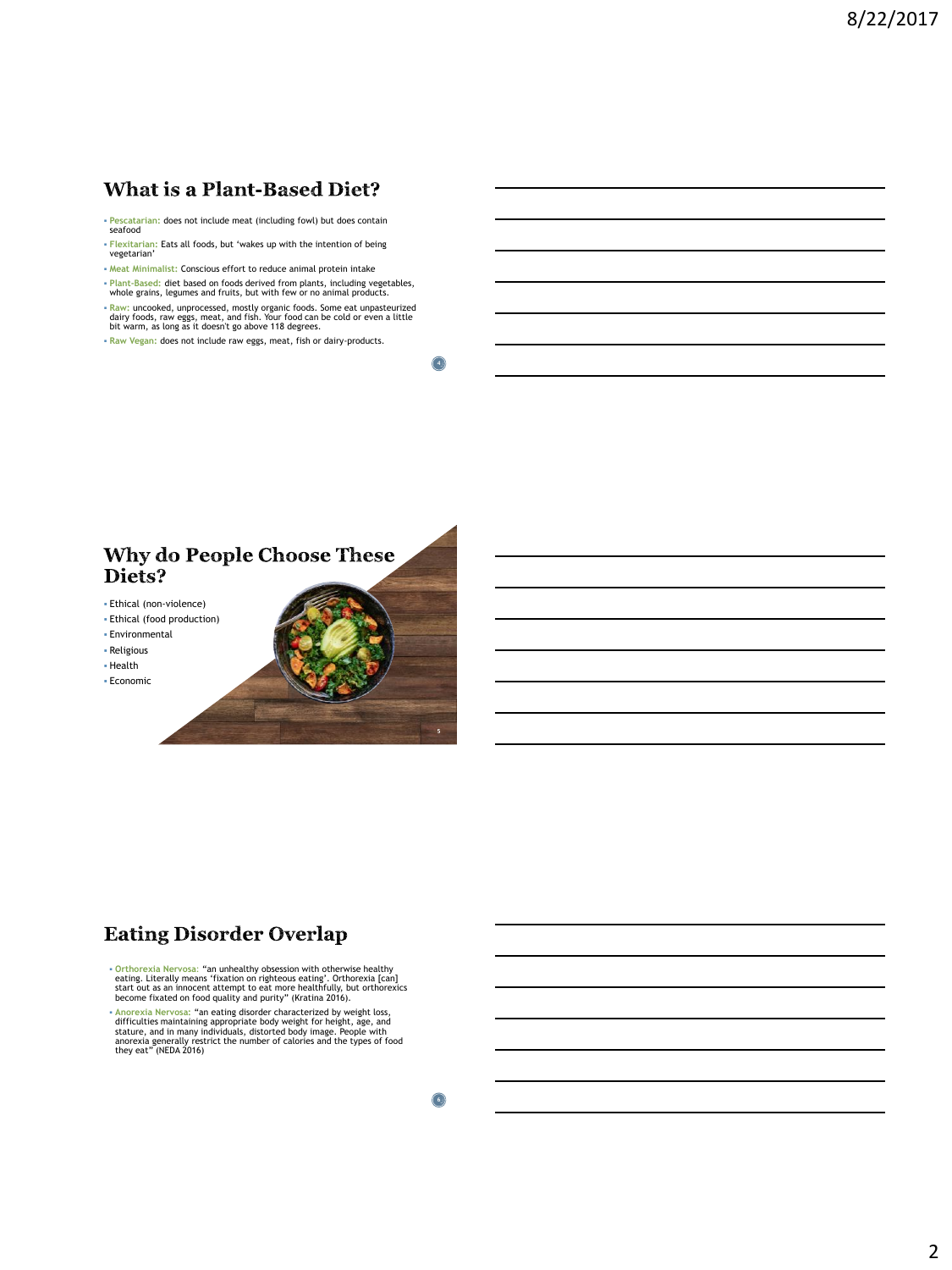## What is a Plant-Based Diet?

- **Pescatarian:** does not include meat (including fowl) but does contain seafood
- **Flexitarian:** Eats all foods, but 'wakes up with the intention of being vegetarian'
- **Meat Minimalist:** Conscious effort to reduce animal protein intake
- **Plant-Based:** diet based on foods derived from plants, including vegetables, whole grains, legumes and fruits, but with few or no animal products.
- **Raw:** uncooked, unprocessed, mostly organic foods. Some eat unpasteurized dairy foods, raw eggs, meat, and fish. Your food can be cold or even a little bit warm, as long as it doesn't go above 118 degrees.
- **Raw Vegan:** does not include raw eggs, meat, fish or dairy-products.

## Why do People Choose These Diets?

- Ethical (non-violence)
- Ethical (food production)
- Environmental
- Religious
- Health
- Economic

## Eating Disorder Overlap

- **Orthorexia Nervosa:** "an unhealthy obsession with otherwise healthy eating. Literally means 'fixation on righteous eating'. Orthorexia [can] start out as an innocent attempt to eat more healthfully, but orthorexics become fixated on food quality and purity" (Kratina 2016).
- **Anorexia Nervosa:** "an eating disorder characterized by weight loss, difficulties maintaining appropriate body weight for height, age, and stature, and in many individuals, distorted body image. People with anorexia generally restrict the number of calories and the types of food they eat" (NEDA 2016)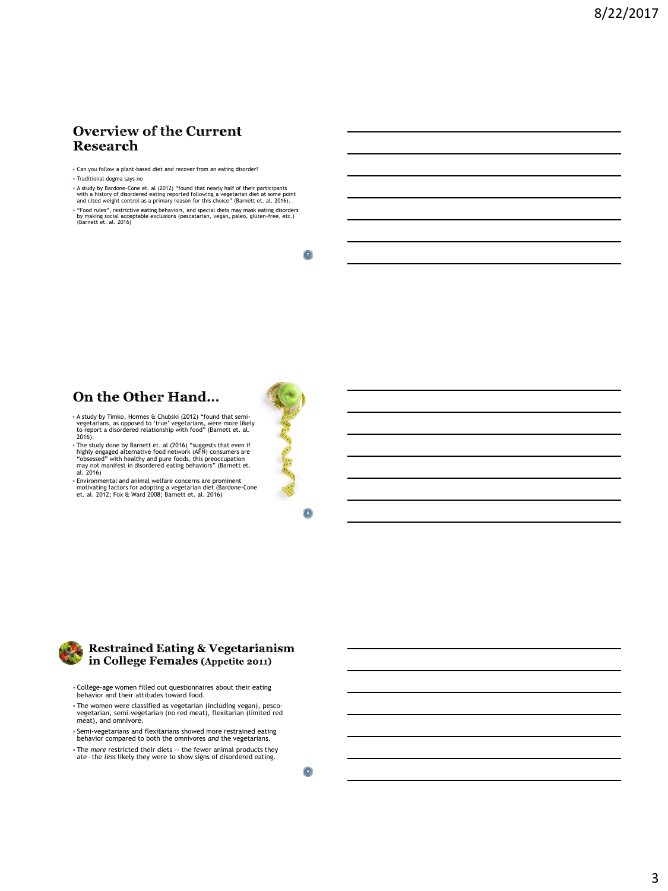## Overview of the Current Research

- Can you follow a plant-based diet and recover from an eating disorder?
- Traditional dogma says no
- A study by Bardone-Cone et. al (2012) "found that nearly half of their participants with a history of disordered eating reported following a vegetarian diet at some point and cited weight control as a primary reason for this choice" (Barnett et. al. 2016).
- "Food rules", restrictive eating behaviors, and special diets may mask eating disorders by making social acceptable exclusions (pescatarian, vegan, paleo, gluten-free, etc.) (Barnett et. al. 2016)

## On the Other Hand…

- A study by Timko, Hormes & Chubski (2012) "found that semi-vegetarians, as opposed to 'true' vegetarians, were more likely to report a disordered relationship with food" (Barnett et. al. 2016).
- The study done by Barnett et. al (2016) "suggests that even if highly engaged alternative food network (AFN) consumers are "obsessed" with healthy and pure foods, this preoccupation may not manifest in disordered eating behaviors" (Barnett et. al. 2016)
- Environmental and animal welfare concerns are prominent motivating factors for adopting a vegetarian diet (Bardone-Cone et. al. 2012; Fox & Ward 2008; Barnett et. al. 2016)

## Restrained Eating & Vegetarianism in College Females (Appetite 2011)

- College-age women filled out questionnaires about their eating behavior and their attitudes toward food.
- The women were classified as vegetarian (including vegan), pesco-vegetarian, semi-vegetarian (no red meat), flexitarian (limited red meat), and omnivore.
- Semi-vegetarians and flexitarians showed more restrained eating behavior compared to both the omnivores *and* the vegetarians.
- The *more* restricted their diets -- the fewer animal products they ate—the *less* likely they were to show signs of disordered eating.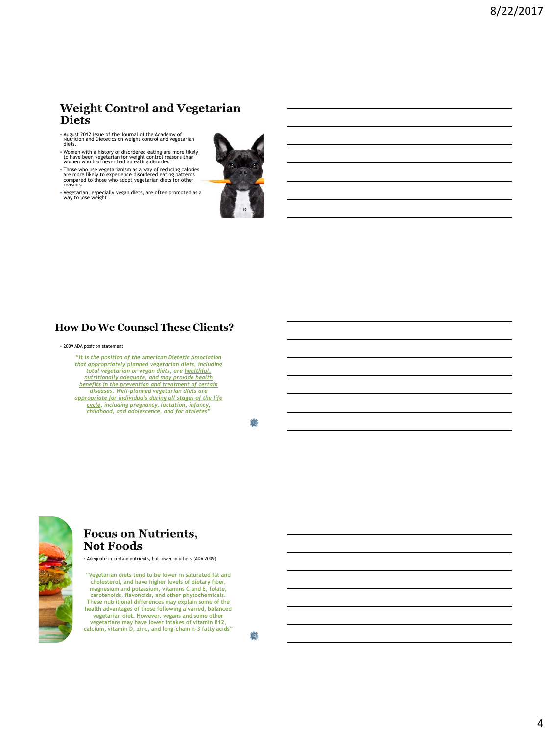## Weight Control and Vegetarian Diets

- August 2012 issue of the Journal of the Academy of Nutrition and Dietetics on weight control and vegetarian diets.
- Women with a history of disordered eating are more likely to have been vegetarian for weight control reasons than women who had never had an eating disorder.
- Those who use vegetarianism as a way of reducing calories are more likely to experience disordered eating patterns compared to those who adopt vegetarian diets for other reasons.
- Vegetarian, especially vegan diets, are often promoted as a way to lose weight

## How Do We Counsel These Clients?

- 2009 ADA position statement

*"It is the position of the American Dietetic Association that appropriately planned vegetarian diets, including total vegetarian or vegan diets, are healthful, nutritionally adequate, and may provide health benefits in the prevention and treatment of certain diseases. Well-planned vegetarian diets are appropriate for individuals during all stages of the life cycle, including pregnancy, lactation, infancy, childhood, and adolescence, and for athletes"*

## Focus on Nutrients, Not Foods

- Adequate in certain nutrients, but lower in others (ADA 2009)

"Vegetarian diets tend to be lower in saturated fat and cholesterol, and have higher levels of dietary fiber, magnesium and potassium, vitamins C and E, folate, carotenoids, flavonoids, and other phytochemicals. These nutritional differences may explain some of the health advantages of those following a varied, balanced vegetarian diet. However, vegans and some other vegetarians may have lower intakes of vitamin B12, calcium, vitamin D, zinc, and long-chain n-3 fatty acids"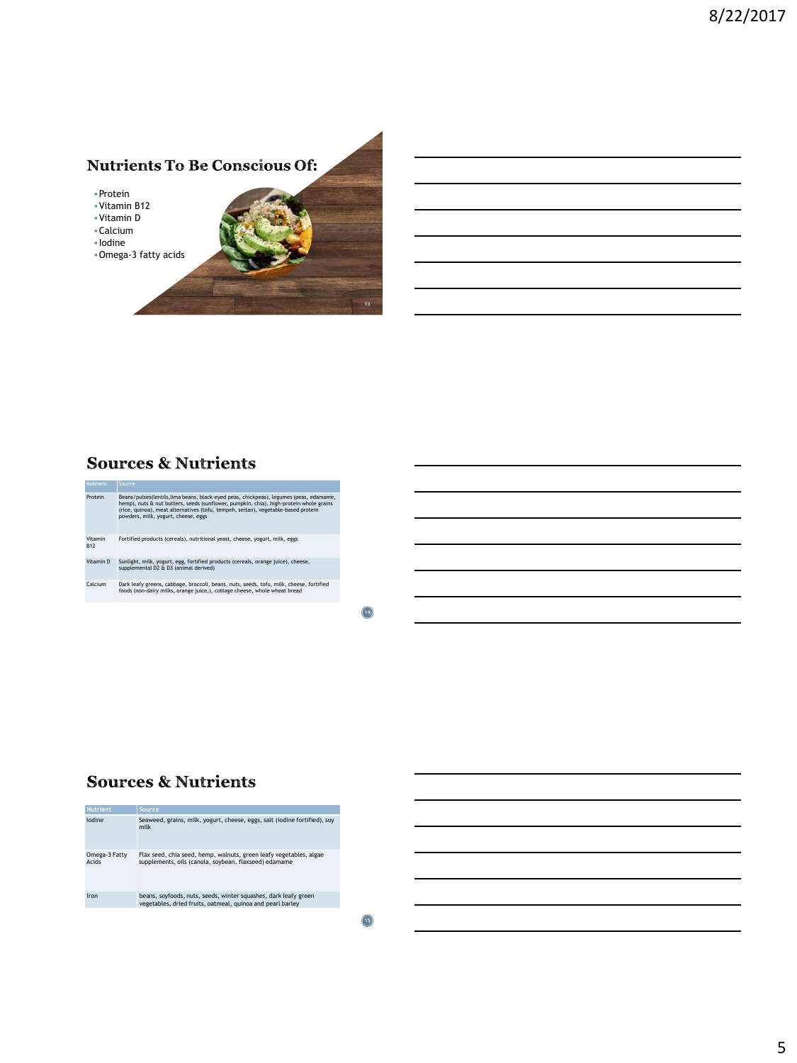## Nutrients To Be Conscious Of:

- Protein
- Vitamin B12
- Vitamin D
- Calcium
- Iodine
- Omega-3 fatty acids

## Sources & Nutrients

| Nutrient | Source |
| --- | --- |
| Protein | Beans/pulses(lentils,lima beans, black-eyed peas, chickpeas), legumes (peas, edamame, hemp), nuts & nut butters, seeds (sunflower, pumpkin, chia), high-protein whole grains (rice, quinoa), meat alternatives (tofu, tempeh, seitan), vegetable-based protein powders, milk, yogurt, cheese, eggs |
| Vitamin B12 | Fortified products (cereals), nutritional yeast, cheese, yogurt, milk, eggs |
| Vitamin D | Sunlight, milk, yogurt, egg, fortified products (cereals, orange juice), cheese, supplemental D2 & D3 (animal derived) |
| Calcium | Dark leafy greens, cabbage, broccoli, beans, nuts, seeds, tofu, milk, cheese, fortified foods (non-dairy milks, orange juice,), cottage cheese, whole wheat bread |

## Sources & Nutrients

| Nutrient | Source |
| --- | --- |
| Iodine | Seaweed, grains, milk, yogurt, cheese, eggs, salt (iodine fortified), soy milk |
| Omega-3 Fatty Acids | Flax seed, chia seed, hemp, walnuts, green leafy vegetables, algae supplements, oils (canola, soybean, flaxseed) edamame |
| Iron | beans, soyfoods, nuts, seeds, winter squashes, dark leafy green vegetables, dried fruits, oatmeal, quinoa and pearl barley |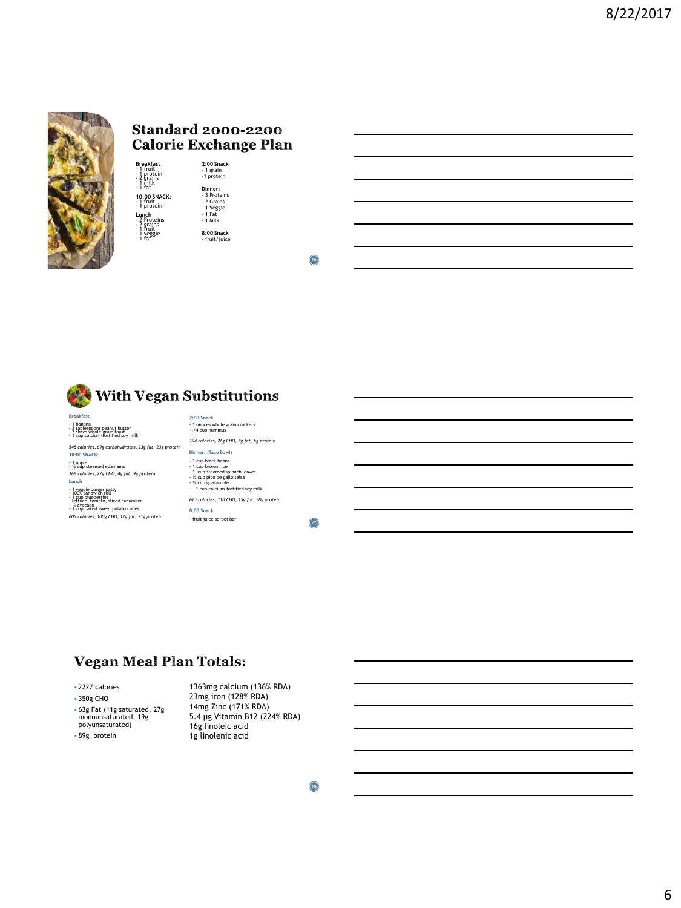## Standard 2000-2200 Calorie Exchange Plan

**Breakfast**
- 1 fruit
- 1 protein
- 2 grains
- 1 milk
- 1 fat

**10:00 SNACK:**
- 1 fruit
- 1 protein

**Lunch**
- 2 Proteins
- 2 grains
- 1 fruit
- 1 veggie
- 1 fat

**2:00 Snack**
- 1 grain
- 1 protein

**Dinner:**
- 3 Proteins
- 2 Grains
- 1 Veggie
- 1 Fat
- 1 Milk

**8:00 Snack**
- fruit/juice

## With Vegan Substitutions

**Breakfast**
- 1 banana
- 2 tablespoons peanut butter
- 2 slices whole-grain toast
- 1 cup calcium-fortified soy milk

*548 calories, 69g carbohydrates, 23g fat, 23g protein*

**10:00 SNACK:**
- 1 apple
- ½ cup steamed edamame

*166 calories, 27g CHO, 4g fat, 9g protein*

**Lunch**
- 1 veggie burger patty
- 100% sandwich roll
- 1 cup blueberries
- lettuce, tomato, sliced cucumber
- ¼ avocado
- 1 cup baked sweet potato cubes

*605 calories, 100g CHO, 17g fat, 21g protein*

**2:00 Snack**
- 1 ounces whole grain crackers
- 1/4 cup hummus

*194 calories, 26g CHO, 8g fat, 5g protein*

**Dinner: (Taco Bowl)**
- 1 cup black beans
- 1 cup brown rice
- 1 cup steamed spinach leaves
- ½ cup pico de gallo salsa
- ¼ cup guacamole
- 1 cup calcium-fortified soy milk

*673 calories, 110 CHO, 15g fat, 30g protein*

**8:00 Snack**
- fruit juice sorbet bar

## Vegan Meal Plan Totals:

- 2227 calories
- 350g CHO
- 63g Fat (11g saturated, 27g monounsaturated, 19g polyunsaturated)
- 89g protein

1363mg calcium (136% RDA)
23mg iron (128% RDA)
14mg Zinc (171% RDA)
5.4 µg Vitamin B12 (224% RDA)
16g linoleic acid
1g linolenic acid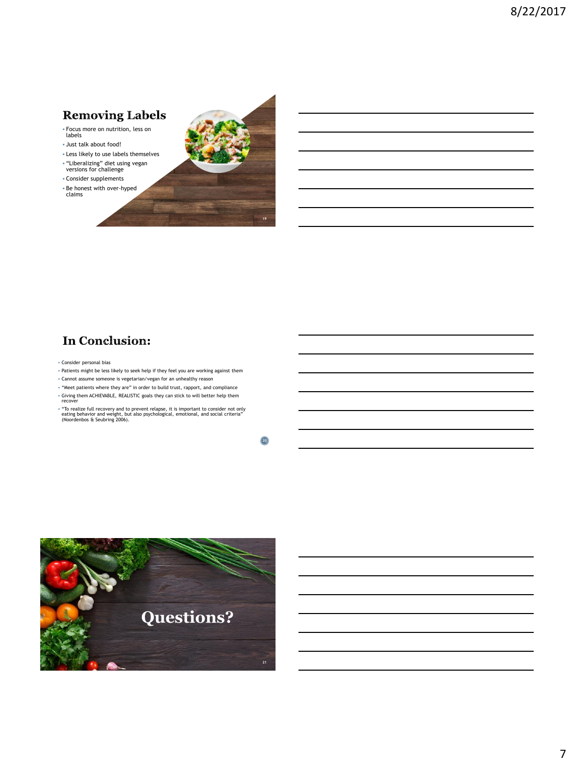## Removing Labels

- Focus more on nutrition, less on labels
- Just talk about food!
- Less likely to use labels themselves
- "Liberalizing" diet using vegan versions for challenge
- Consider supplements
- Be honest with over-hyped claims

## In Conclusion:

- Consider personal bias
- Patients might be less likely to seek help if they feel you are working against them
- Cannot assume someone is vegetarian/vegan for an unhealthy reason
- "Meet patients where they are" in order to build trust, rapport, and compliance
- Giving them ACHIEVABLE, REALISTIC goals they can stick to will better help them recover
- "To realize full recovery and to prevent relapse, it is important to consider not only eating behavior and weight, but also psychological, emotional, and social criteria" (Noordenbos & Seubring 2006).

## Questions?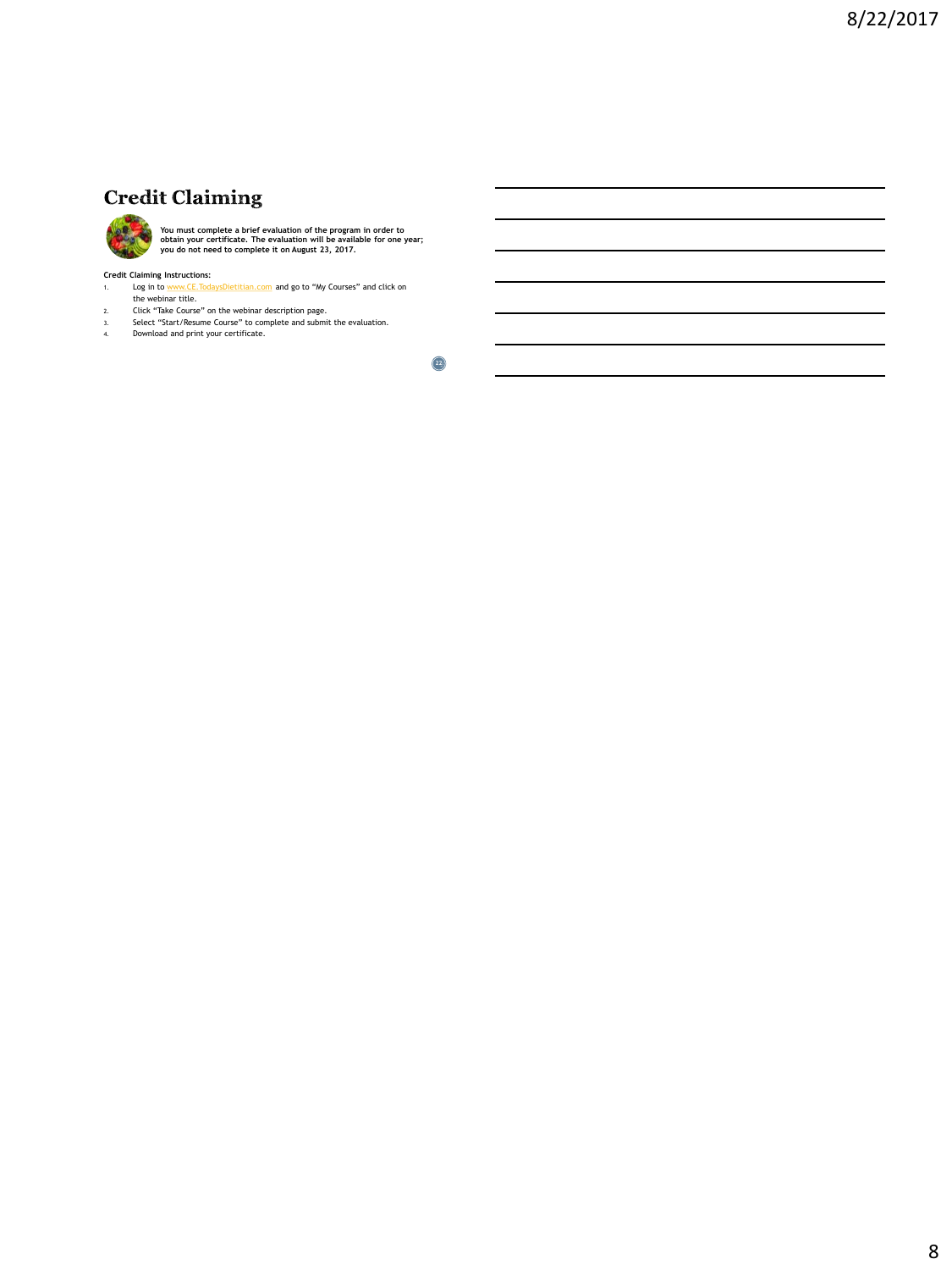## Credit Claiming

**You must complete a brief evaluation of the program in order to obtain your certificate. The evaluation will be available for one year; you do not need to complete it on August 23, 2017.**

**Credit Claiming Instructions:**

1. Log in to www.CE.TodaysDietitian.com and go to "My Courses" and click on the webinar title.
2. Click "Take Course" on the webinar description page.
3. Select "Start/Resume Course" to complete and submit the evaluation.
4. Download and print your certificate.